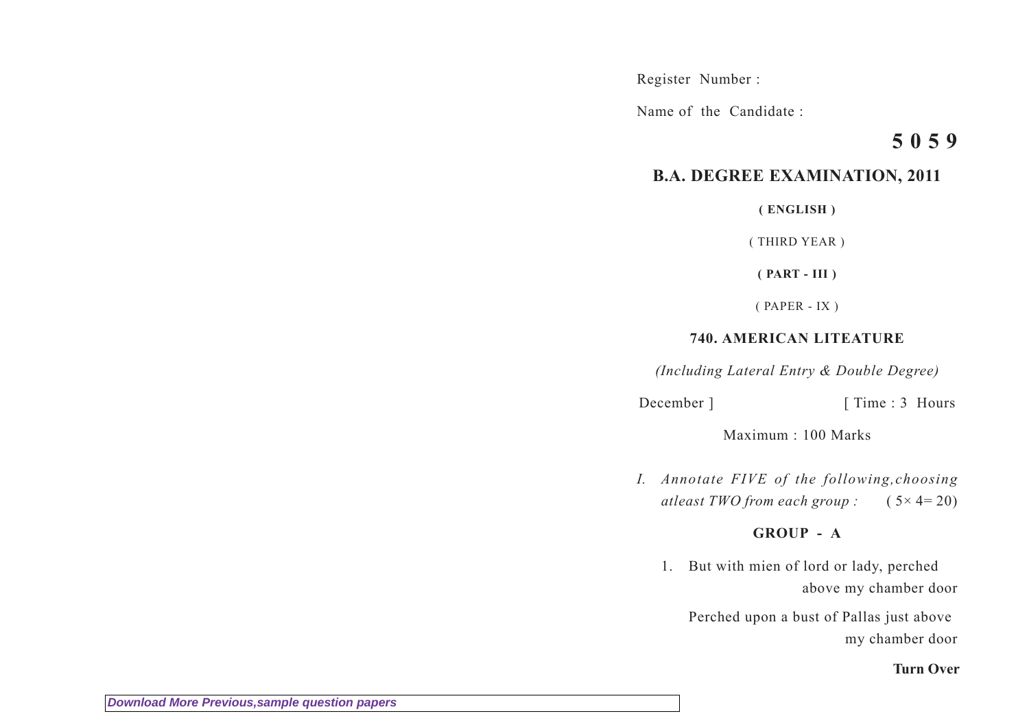Register Number :

Name of the Candidate :

**5 0 5 9**

## B.A. DEGREE EXAMINATION, 2011

**( ENGLISH )**

( THIRD YEAR )

**( PART - III )**

( PAPER - IX )

**740. AMERICAN LITEATURE**

*(Including Lateral Entry & Double Degree)*

December ] [ Time : 3 Hours

Maximum : 100 Marks

I. *Annotate FIVE of the following,choosing atleast TWO from each group :* ( 5× 4= 20)

**GROUP - A**

1. But with mien of lord or lady, perched above my chamber door

   Perched upon a bust of Pallas just above my chamber door

**Turn Over**

Download More Previous,sample question papers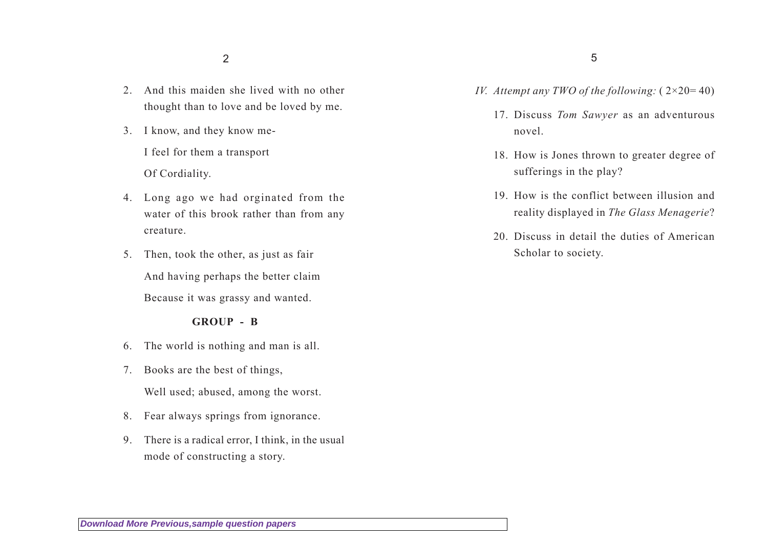2. And this maiden she lived with no other thought than to love and be loved by me.

3. I know, and they know me-

   I feel for them a transport

   Of Cordiality.

4. Long ago we had orginated from the water of this brook rather than from any creature.

5. Then, took the other, as just as fair

   And having perhaps the better claim

   Because it was grassy and wanted.

**GROUP - B**

6. The world is nothing and man is all.

7. Books are the best of things,

   Well used; abused, among the worst.

8. Fear always springs from ignorance.

9. There is a radical error, I think, in the usual mode of constructing a story.

*IV. Attempt any TWO of the following:* ( 2×20= 40)

17. Discuss *Tom Sawyer* as an adventurous novel.

18. How is Jones thrown to greater degree of sufferings in the play?

19. How is the conflict between illusion and reality displayed in *The Glass Menagerie*?

20. Discuss in detail the duties of American Scholar to society.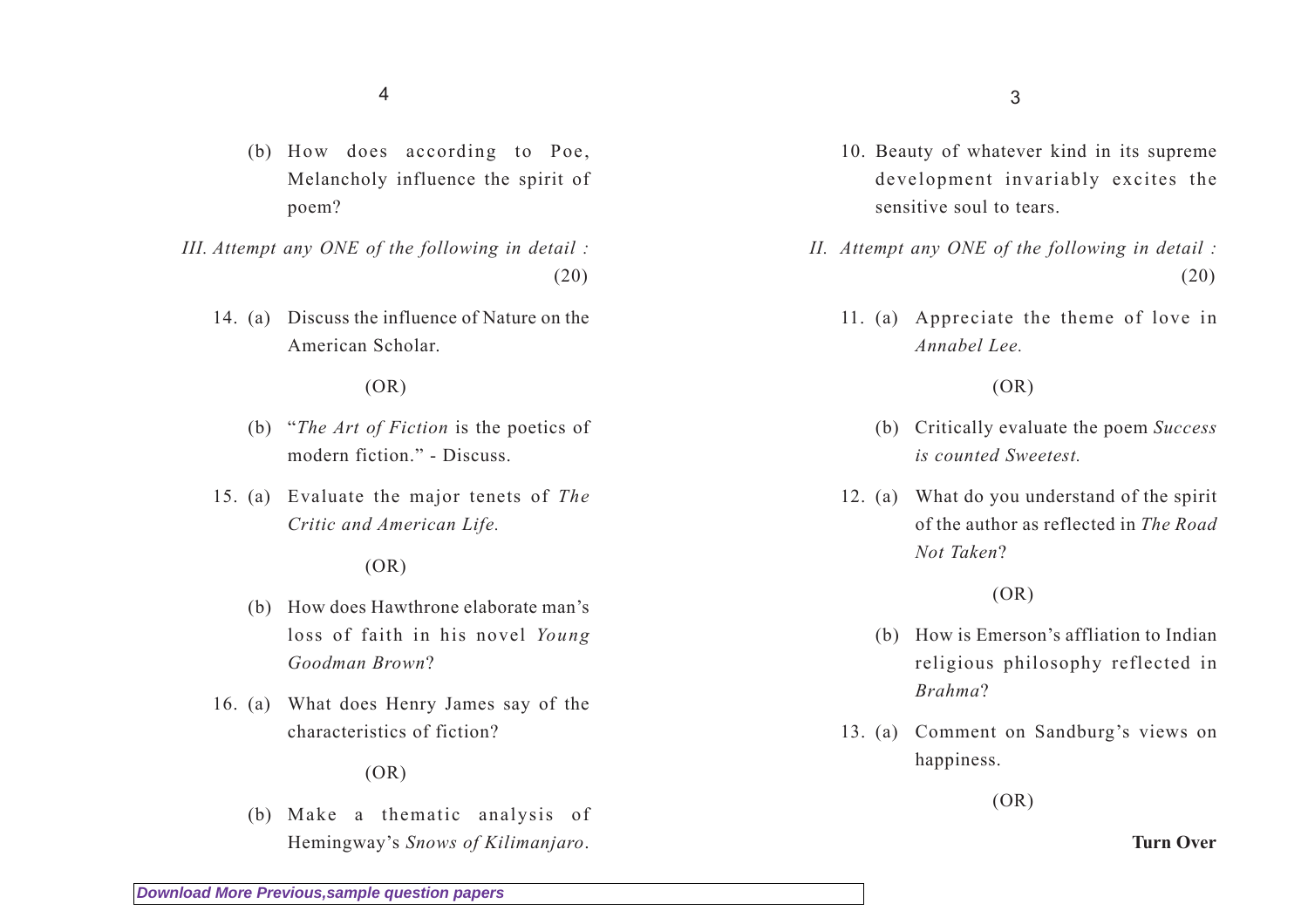10. Beauty of whatever kind in its supreme development invariably excites the sensitive soul to tears.

*II. Attempt any ONE of the following in detail :* (20)

11. (a) Appreciate the theme of love in *Annabel Lee.*

(OR)

(b) Critically evaluate the poem *Success is counted Sweetest.*

12. (a) What do you understand of the spirit of the author as reflected in *The Road Not Taken*?

(OR)

(b) How is Emerson's affliation to Indian religious philosophy reflected in *Brahma*?

13. (a) Comment on Sandburg's views on happiness.

(OR)

(b) How does according to Poe, Melancholy influence the spirit of poem?

*III. Attempt any ONE of the following in detail :* (20)

14. (a) Discuss the influence of Nature on the American Scholar.

(OR)

(b) "*The Art of Fiction* is the poetics of modern fiction." - Discuss.

15. (a) Evaluate the major tenets of *The Critic and American Life.*

(OR)

(b) How does Hawthrone elaborate man's loss of faith in his novel *Young Goodman Brown*?

16. (a) What does Henry James say of the characteristics of fiction?

(OR)

(b) Make a thematic analysis of Hemingway's *Snows of Kilimanjaro*.